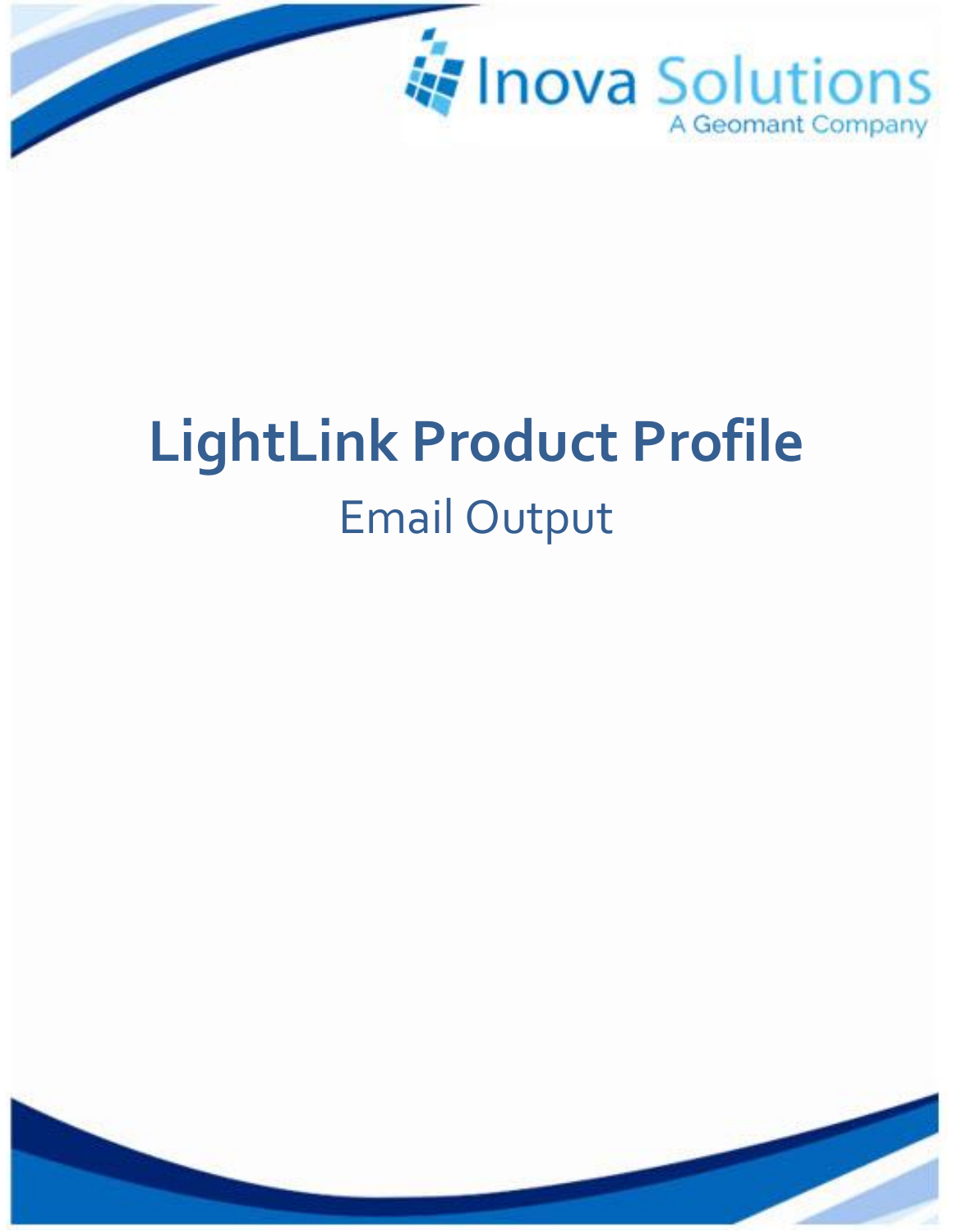Inova Solutions

A Geomant Company

# LightLink Product Profile

## Email Output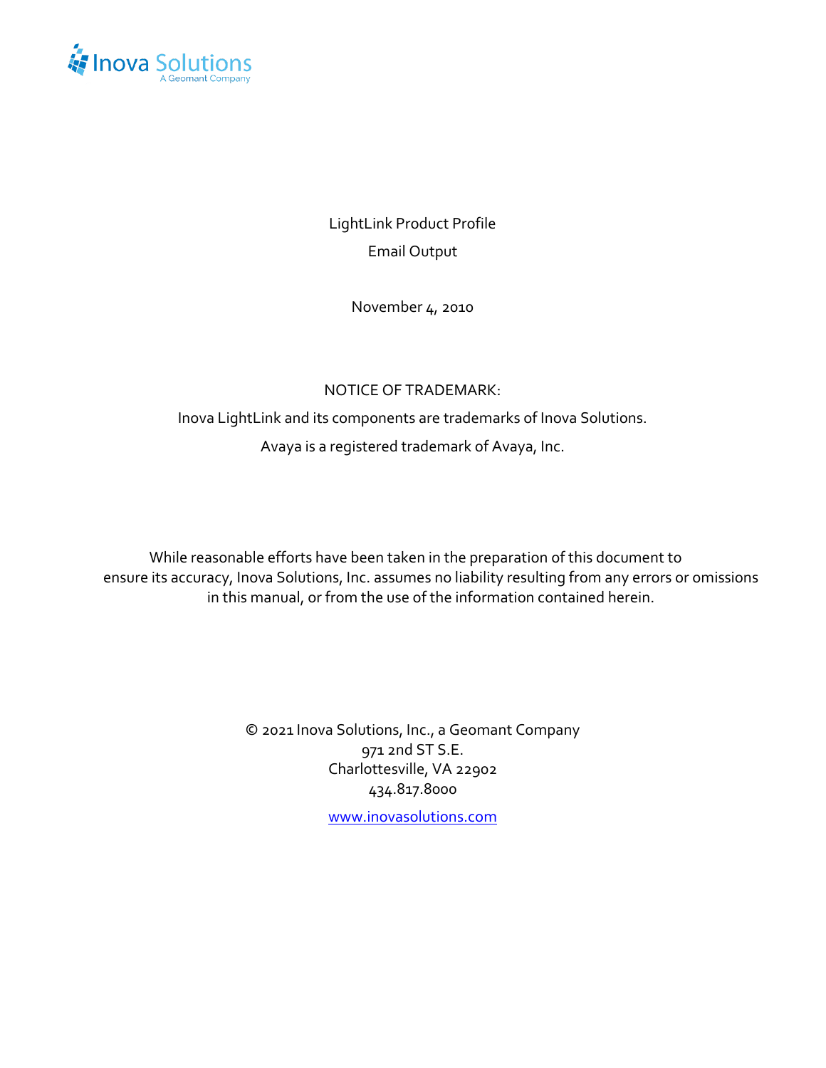Inova Solutions
A Geomant Company

LightLink Product Profile

Email Output

November 4, 2010

NOTICE OF TRADEMARK:

Inova LightLink and its components are trademarks of Inova Solutions.

Avaya is a registered trademark of Avaya, Inc.

While reasonable efforts have been taken in the preparation of this document to ensure its accuracy, Inova Solutions, Inc. assumes no liability resulting from any errors or omissions in this manual, or from the use of the information contained herein.

© 2021 Inova Solutions, Inc., a Geomant Company
971 2nd ST S.E.
Charlottesville, VA 22902
434.817.8000

[www.inovasolutions.com](http://www.inovasolutions.com)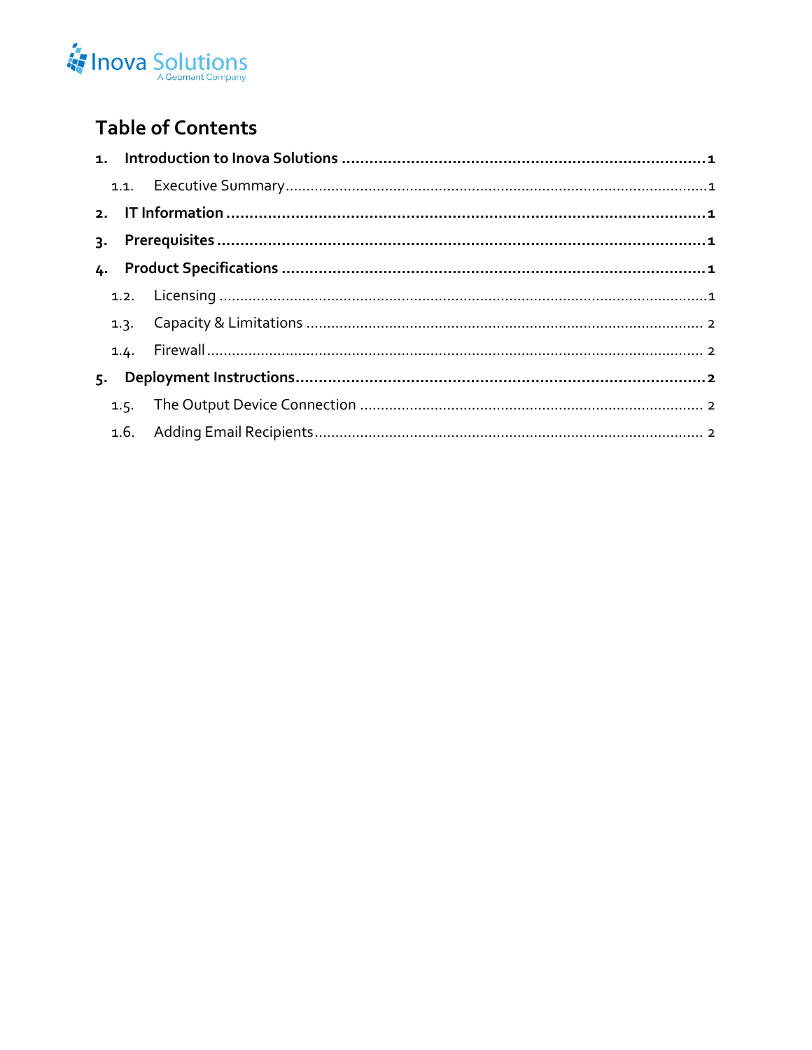## Table of Contents

**1. Introduction to Inova Solutions ........................................................................ 1**

  1.1. Executive Summary ........................................................................................ 1

**2. IT Information ........................................................................................................ 1**

**3. Prerequisites .......................................................................................................... 1**

**4. Product Specifications ......................................................................................... 1**

  1.2. Licensing ........................................................................................................... 1

  1.3. Capacity & Limitations ..................................................................................... 2

  1.4. Firewall ............................................................................................................... 2

**5. Deployment Instructions ....................................................................................... 2**

  1.5. The Output Device Connection ...................................................................... 2

  1.6. Adding Email Recipients .................................................................................. 2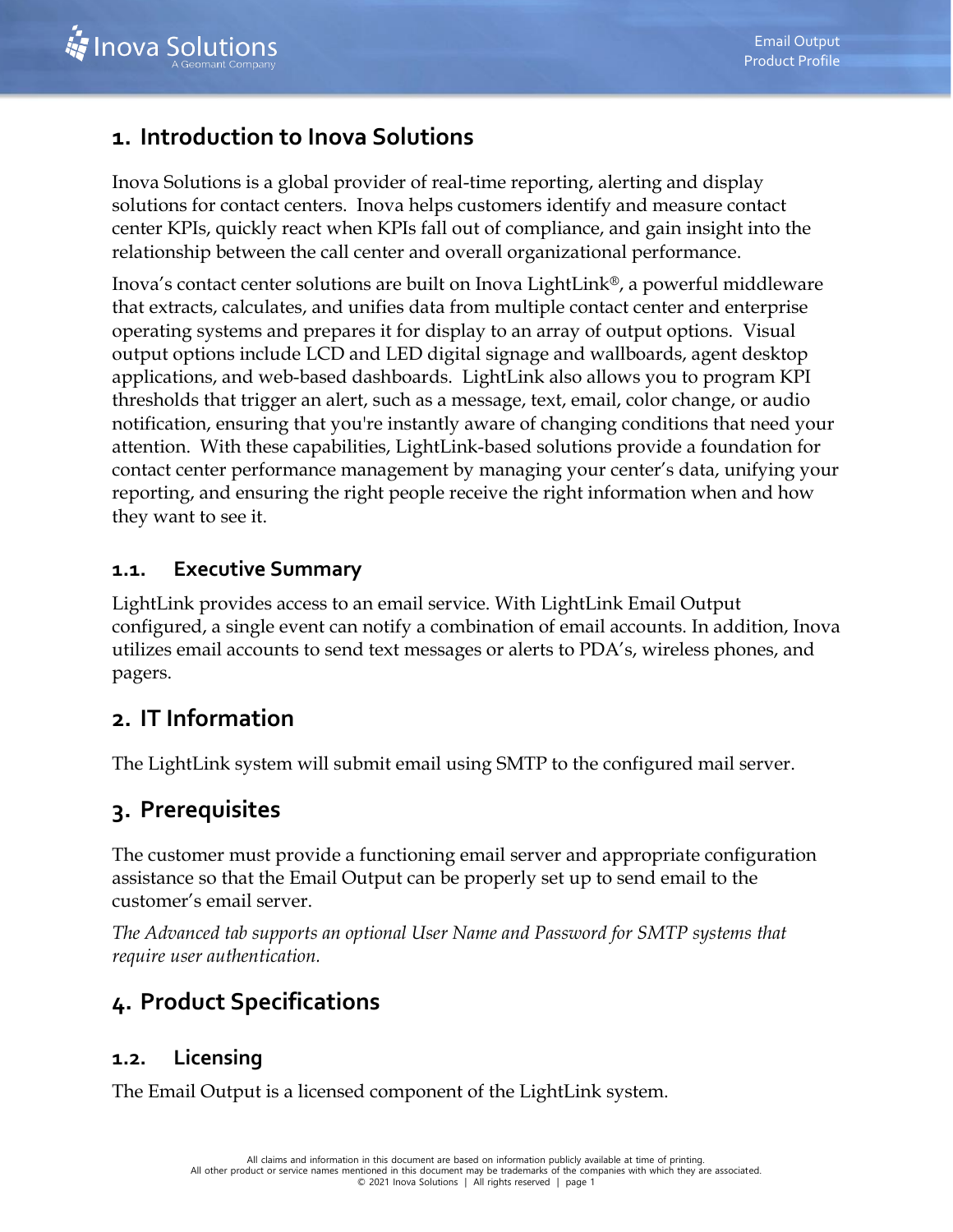# 1. Introduction to Inova Solutions

Inova Solutions is a global provider of real-time reporting, alerting and display solutions for contact centers. Inova helps customers identify and measure contact center KPIs, quickly react when KPIs fall out of compliance, and gain insight into the relationship between the call center and overall organizational performance.

Inova's contact center solutions are built on Inova LightLink®, a powerful middleware that extracts, calculates, and unifies data from multiple contact center and enterprise operating systems and prepares it for display to an array of output options. Visual output options include LCD and LED digital signage and wallboards, agent desktop applications, and web-based dashboards. LightLink also allows you to program KPI thresholds that trigger an alert, such as a message, text, email, color change, or audio notification, ensuring that you're instantly aware of changing conditions that need your attention. With these capabilities, LightLink-based solutions provide a foundation for contact center performance management by managing your center's data, unifying your reporting, and ensuring the right people receive the right information when and how they want to see it.

## 1.1. Executive Summary

LightLink provides access to an email service. With LightLink Email Output configured, a single event can notify a combination of email accounts. In addition, Inova utilizes email accounts to send text messages or alerts to PDA's, wireless phones, and pagers.

# 2. IT Information

The LightLink system will submit email using SMTP to the configured mail server.

# 3. Prerequisites

The customer must provide a functioning email server and appropriate configuration assistance so that the Email Output can be properly set up to send email to the customer's email server.

*The Advanced tab supports an optional User Name and Password for SMTP systems that require user authentication.*

# 4. Product Specifications

## 1.2. Licensing

The Email Output is a licensed component of the LightLink system.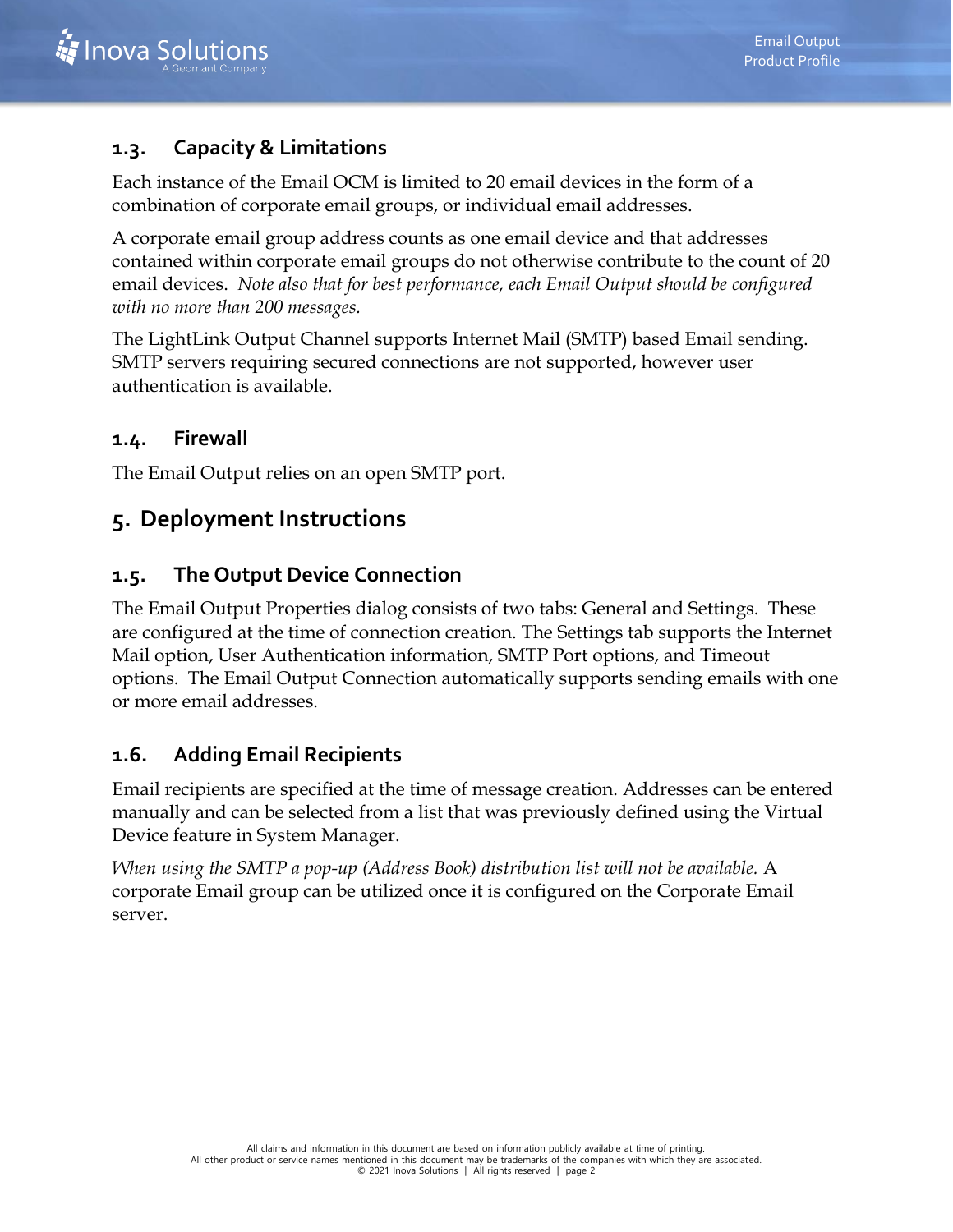### 1.3. Capacity & Limitations

Each instance of the Email OCM is limited to 20 email devices in the form of a combination of corporate email groups, or individual email addresses.

A corporate email group address counts as one email device and that addresses contained within corporate email groups do not otherwise contribute to the count of 20 email devices. *Note also that for best performance, each Email Output should be configured with no more than 200 messages.*

The LightLink Output Channel supports Internet Mail (SMTP) based Email sending. SMTP servers requiring secured connections are not supported, however user authentication is available.

### 1.4. Firewall

The Email Output relies on an open SMTP port.

## 5. Deployment Instructions

### 1.5. The Output Device Connection

The Email Output Properties dialog consists of two tabs: General and Settings. These are configured at the time of connection creation. The Settings tab supports the Internet Mail option, User Authentication information, SMTP Port options, and Timeout options. The Email Output Connection automatically supports sending emails with one or more email addresses.

### 1.6. Adding Email Recipients

Email recipients are specified at the time of message creation. Addresses can be entered manually and can be selected from a list that was previously defined using the Virtual Device feature in System Manager.

*When using the SMTP a pop-up (Address Book) distribution list will not be available.* A corporate Email group can be utilized once it is configured on the Corporate Email server.